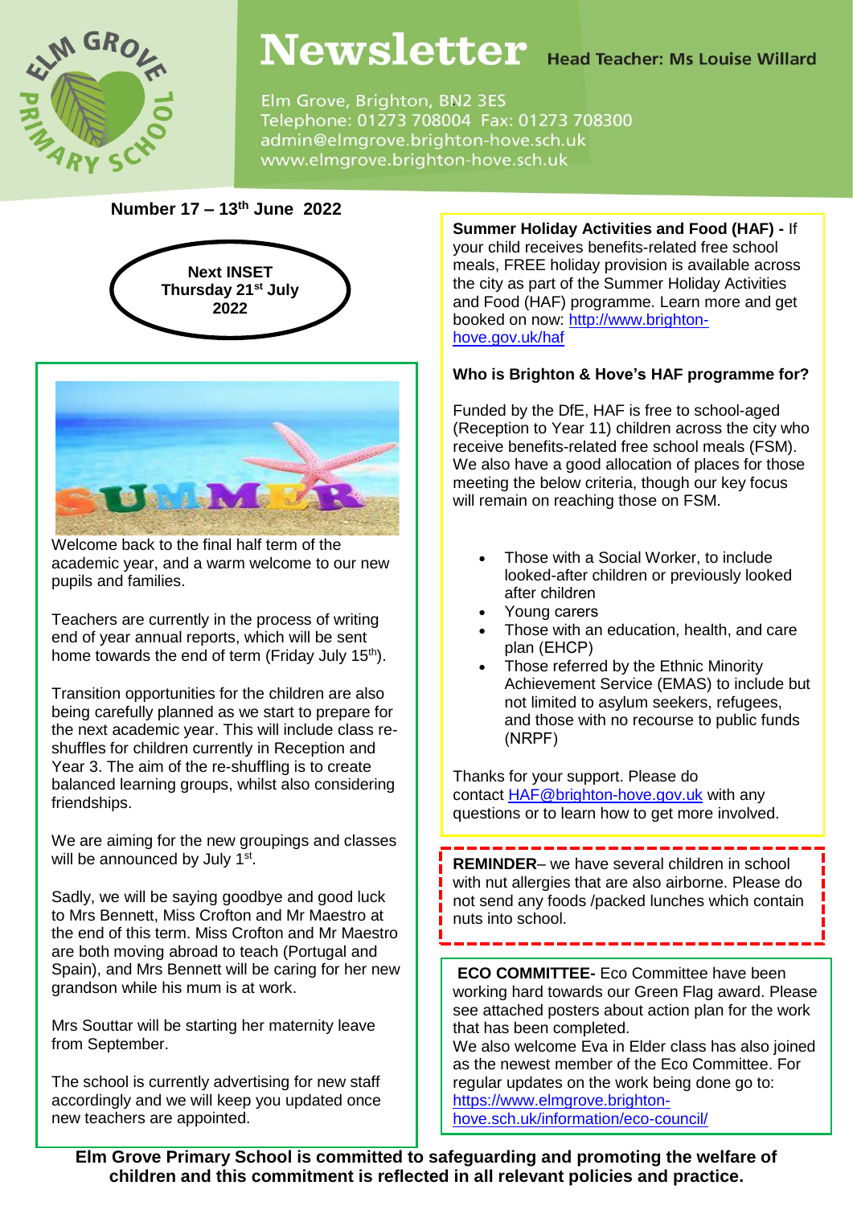# Newsletter

**Head Teacher: Ms Louise Willard**

Elm Grove, Brighton, BN2 3ES
Telephone: 01273 708004 Fax: 01273 708300
admin@elmgrove.brighton-hove.sch.uk
www.elmgrove.brighton-hove.sch.uk

**Number 17 – 13th June 2022**

**Next INSET Thursday 21st July 2022**

Welcome back to the final half term of the academic year, and a warm welcome to our new pupils and families.

Teachers are currently in the process of writing end of year annual reports, which will be sent home towards the end of term (Friday July 15th).

Transition opportunities for the children are also being carefully planned as we start to prepare for the next academic year. This will include class re-shuffles for children currently in Reception and Year 3. The aim of the re-shuffling is to create balanced learning groups, whilst also considering friendships.

We are aiming for the new groupings and classes will be announced by July 1st.

Sadly, we will be saying goodbye and good luck to Mrs Bennett, Miss Crofton and Mr Maestro at the end of this term. Miss Crofton and Mr Maestro are both moving abroad to teach (Portugal and Spain), and Mrs Bennett will be caring for her new grandson while his mum is at work.

Mrs Souttar will be starting her maternity leave from September.

The school is currently advertising for new staff accordingly and we will keep you updated once new teachers are appointed.

**Summer Holiday Activities and Food (HAF) -** If your child receives benefits-related free school meals, FREE holiday provision is available across the city as part of the Summer Holiday Activities and Food (HAF) programme. Learn more and get booked on now: http://www.brighton-hove.gov.uk/haf

**Who is Brighton & Hove's HAF programme for?**

Funded by the DfE, HAF is free to school-aged (Reception to Year 11) children across the city who receive benefits-related free school meals (FSM). We also have a good allocation of places for those meeting the below criteria, though our key focus will remain on reaching those on FSM.

- Those with a Social Worker, to include looked-after children or previously looked after children
- Young carers
- Those with an education, health, and care plan (EHCP)
- Those referred by the Ethnic Minority Achievement Service (EMAS) to include but not limited to asylum seekers, refugees, and those with no recourse to public funds (NRPF)

Thanks for your support. Please do contact HAF@brighton-hove.gov.uk with any questions or to learn how to get more involved.

**REMINDER**– we have several children in school with nut allergies that are also airborne. Please do not send any foods /packed lunches which contain nuts into school.

**ECO COMMITTEE-** Eco Committee have been working hard towards our Green Flag award. Please see attached posters about action plan for the work that has been completed.
We also welcome Eva in Elder class has also joined as the newest member of the Eco Committee. For regular updates on the work being done go to: https://www.elmgrove.brighton-hove.sch.uk/information/eco-council/

**Elm Grove Primary School is committed to safeguarding and promoting the welfare of children and this commitment is reflected in all relevant policies and practice.**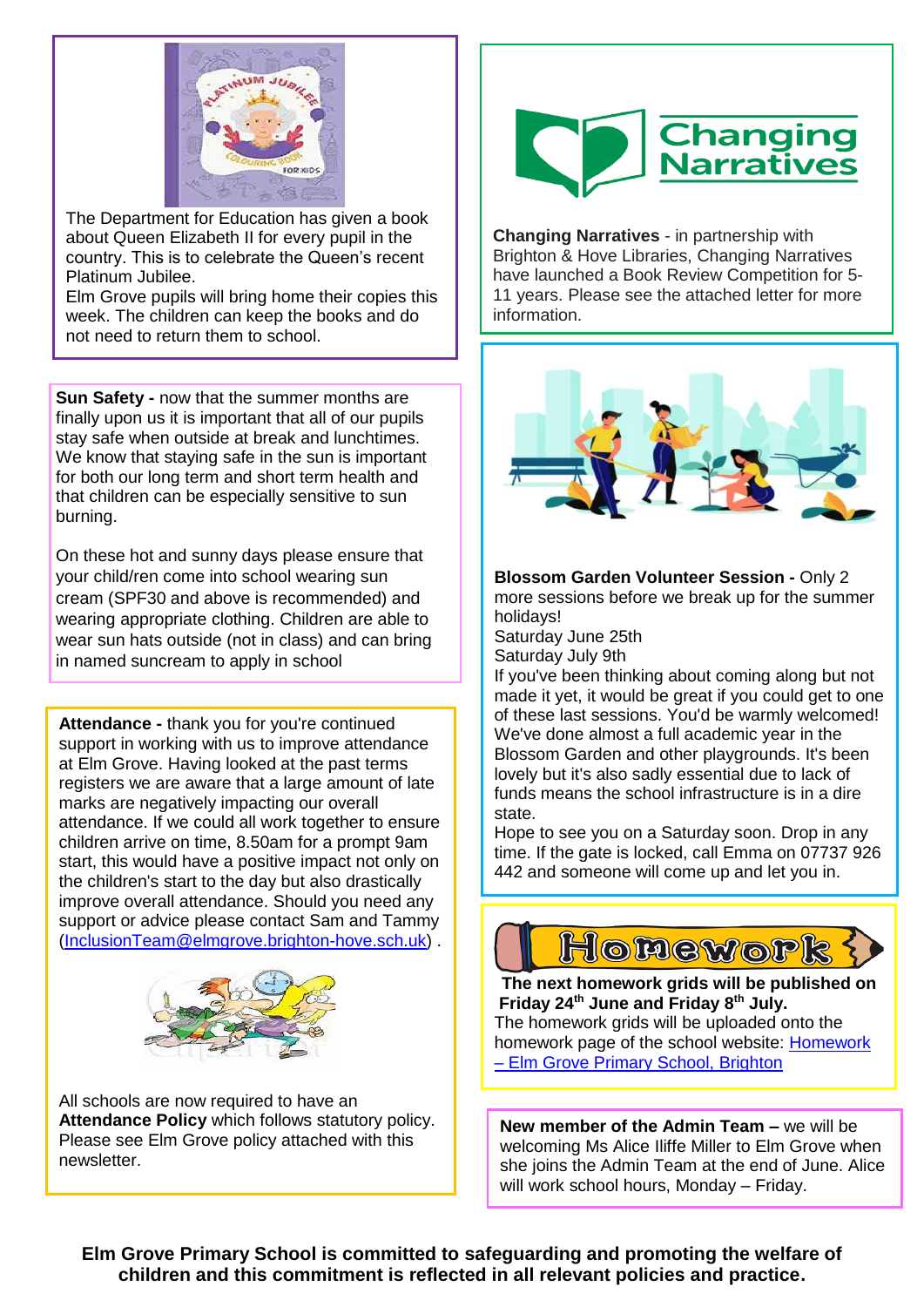The Department for Education has given a book about Queen Elizabeth II for every pupil in the country. This is to celebrate the Queen's recent Platinum Jubilee.
Elm Grove pupils will bring home their copies this week. The children can keep the books and do not need to return them to school.

**Sun Safety -** now that the summer months are finally upon us it is important that all of our pupils stay safe when outside at break and lunchtimes. We know that staying safe in the sun is important for both our long term and short term health and that children can be especially sensitive to sun burning.

On these hot and sunny days please ensure that your child/ren come into school wearing sun cream (SPF30 and above is recommended) and wearing appropriate clothing. Children are able to wear sun hats outside (not in class) and can bring in named suncream to apply in school

**Attendance -** thank you for you're continued support in working with us to improve attendance at Elm Grove. Having looked at the past terms registers we are aware that a large amount of late marks are negatively impacting our overall attendance. If we could all work together to ensure children arrive on time, 8.50am for a prompt 9am start, this would have a positive impact not only on the children's start to the day but also drastically improve overall attendance. Should you need any support or advice please contact Sam and Tammy (InclusionTeam@elmgrove.brighton-hove.sch.uk) .

All schools are now required to have an **Attendance Policy** which follows statutory policy. Please see Elm Grove policy attached with this newsletter.

Changing Narratives

**Changing Narratives** - in partnership with Brighton & Hove Libraries, Changing Narratives have launched a Book Review Competition for 5-11 years. Please see the attached letter for more information.

**Blossom Garden Volunteer Session -** Only 2 more sessions before we break up for the summer holidays!
Saturday June 25th
Saturday July 9th
If you've been thinking about coming along but not made it yet, it would be great if you could get to one of these last sessions. You'd be warmly welcomed! We've done almost a full academic year in the Blossom Garden and other playgrounds. It's been lovely but it's also sadly essential due to lack of funds means the school infrastructure is in a dire state.
Hope to see you on a Saturday soon. Drop in any time. If the gate is locked, call Emma on 07737 926 442 and someone will come up and let you in.

## Homework

**The next homework grids will be published on Friday 24th June and Friday 8th July.**
The homework grids will be uploaded onto the homework page of the school website: Homework – Elm Grove Primary School, Brighton

**New member of the Admin Team –** we will be welcoming Ms Alice Iliffe Miller to Elm Grove when she joins the Admin Team at the end of June. Alice will work school hours, Monday – Friday.

**Elm Grove Primary School is committed to safeguarding and promoting the welfare of children and this commitment is reflected in all relevant policies and practice.**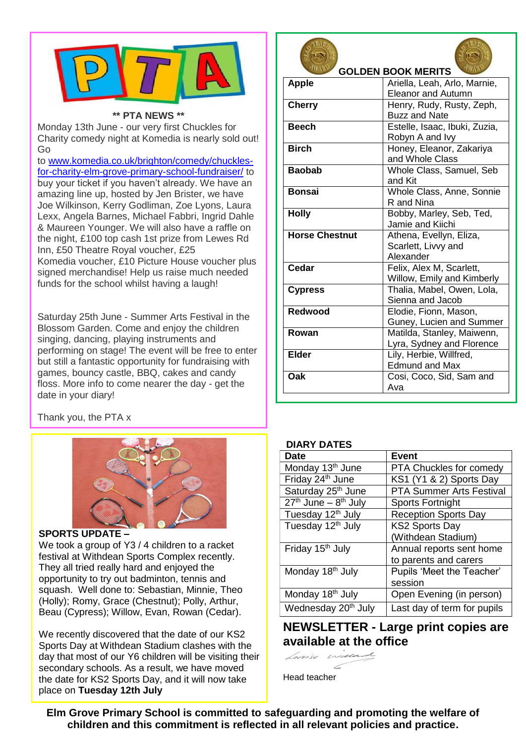## ** PTA NEWS **

Monday 13th June - our very first Chuckles for Charity comedy night at Komedia is nearly sold out! Go to www.komedia.co.uk/brighton/comedy/chuckles-for-charity-elm-grove-primary-school-fundraiser/ to buy your ticket if you haven't already. We have an amazing line up, hosted by Jen Brister, we have Joe Wilkinson, Kerry Godliman, Zoe Lyons, Laura Lexx, Angela Barnes, Michael Fabbri, Ingrid Dahle & Maureen Younger. We will also have a raffle on the night, £100 top cash 1st prize from Lewes Rd Inn, £50 Theatre Royal voucher, £25 Komedia voucher, £10 Picture House voucher plus signed merchandise! Help us raise much needed funds for the school whilst having a laugh!

Saturday 25th June - Summer Arts Festival in the Blossom Garden. Come and enjoy the children singing, dancing, playing instruments and performing on stage! The event will be free to enter but still a fantastic opportunity for fundraising with games, bouncy castle, BBQ, cakes and candy floss. More info to come nearer the day - get the date in your diary!

Thank you, the PTA x

## SPORTS UPDATE –

We took a group of Y3 / 4 children to a racket festival at Withdean Sports Complex recently. They all tried really hard and enjoyed the opportunity to try out badminton, tennis and squash. Well done to: Sebastian, Minnie, Theo (Holly); Romy, Grace (Chestnut); Polly, Arthur, Beau (Cypress); Willow, Evan, Rowan (Cedar).

We recently discovered that the date of our KS2 Sports Day at Withdean Stadium clashes with the day that most of our Y6 children will be visiting their secondary schools. As a result, we have moved the date for KS2 Sports Day, and it will now take place on **Tuesday 12th July**

## GOLDEN BOOK MERITS

| | |
|---|---|
| **Apple** | Ariella, Leah, Arlo, Marnie, Eleanor and Autumn |
| **Cherry** | Henry, Rudy, Rusty, Zeph, Buzz and Nate |
| **Beech** | Estelle, Isaac, Ibuki, Zuzia, Robyn A and Ivy |
| **Birch** | Honey, Eleanor, Zakariya and Whole Class |
| **Baobab** | Whole Class, Samuel, Seb and Kit |
| **Bonsai** | Whole Class, Anne, Sonnie R and Nina |
| **Holly** | Bobby, Marley, Seb, Ted, Jamie and Kiichi |
| **Horse Chestnut** | Athena, Evellyn, Eliza, Scarlett, Livvy and Alexander |
| **Cedar** | Felix, Alex M, Scarlett, Willow, Emily and Kimberly |
| **Cypress** | Thalia, Mabel, Owen, Lola, Sienna and Jacob |
| **Redwood** | Elodie, Fionn, Mason, Guney, Lucien and Summer |
| **Rowan** | Matilda, Stanley, Maiwenn, Lyra, Sydney and Florence |
| **Elder** | Lily, Herbie, Willfred, Edmund and Max |
| **Oak** | Cosi, Coco, Sid, Sam and Ava |

## DIARY DATES

| Date | Event |
|---|---|
| Monday 13th June | PTA Chuckles for comedy |
| Friday 24th June | KS1 (Y1 & 2) Sports Day |
| Saturday 25th June | PTA Summer Arts Festival |
| 27th June – 8th July | Sports Fortnight |
| Tuesday 12th July | Reception Sports Day |
| Tuesday 12th July | KS2 Sports Day (Withdean Stadium) |
| Friday 15th July | Annual reports sent home to parents and carers |
| Monday 18th July | Pupils 'Meet the Teacher' session |
| Monday 18th July | Open Evening (in person) |
| Wednesday 20th July | Last day of term for pupils |

## NEWSLETTER - Large print copies are available at the office

Louise Willard

Head teacher

**Elm Grove Primary School is committed to safeguarding and promoting the welfare of children and this commitment is reflected in all relevant policies and practice.**